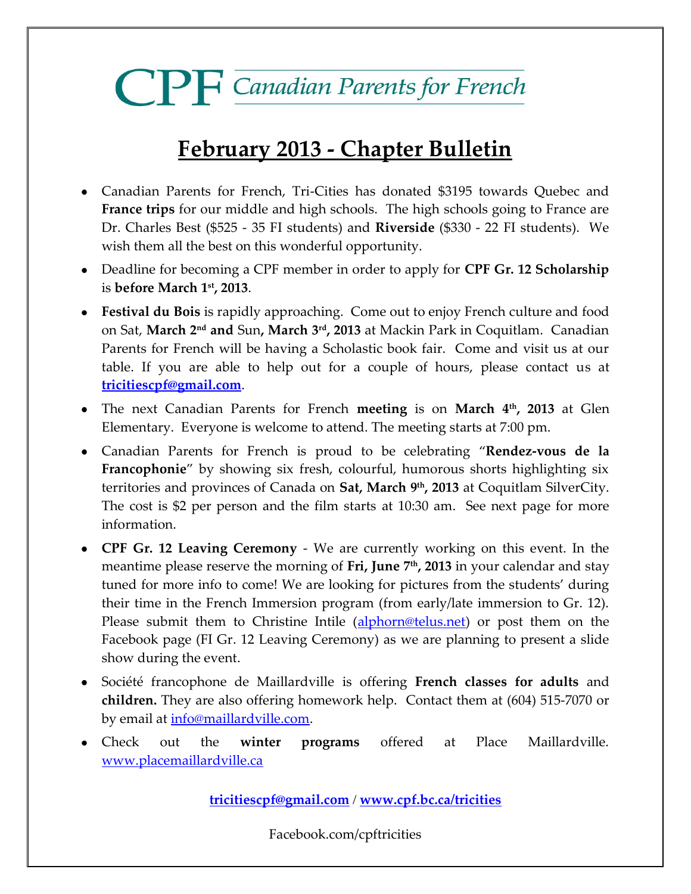# CPF Canadian Parents for French

## February 2013 - Chapter Bulletin

- Canadian Parents for French, Tri-Cities has donated $3195 towards Quebec and **France trips** for our middle and high schools. The high schools going to France are Dr. Charles Best ($525 - 35 FI students) and **Riverside** ($330 - 22 FI students). We wish them all the best on this wonderful opportunity.
- Deadline for becoming a CPF member in order to apply for **CPF Gr. 12 Scholarship** is **before March 1st, 2013**.
- **Festival du Bois** is rapidly approaching. Come out to enjoy French culture and food on Sat, **March 2nd and** Sun**, March 3rd, 2013** at Mackin Park in Coquitlam. Canadian Parents for French will be having a Scholastic book fair. Come and visit us at our table. If you are able to help out for a couple of hours, please contact us at **tricitiescpf@gmail.com**.
- The next Canadian Parents for French **meeting** is on **March 4th, 2013** at Glen Elementary. Everyone is welcome to attend. The meeting starts at 7:00 pm.
- Canadian Parents for French is proud to be celebrating "**Rendez-vous de la Francophonie**" by showing six fresh, colourful, humorous shorts highlighting six territories and provinces of Canada on **Sat, March 9th, 2013** at Coquitlam SilverCity. The cost is $2 per person and the film starts at 10:30 am. See next page for more information.
- **CPF Gr. 12 Leaving Ceremony** - We are currently working on this event. In the meantime please reserve the morning of **Fri, June 7th, 2013** in your calendar and stay tuned for more info to come! We are looking for pictures from the students' during their time in the French Immersion program (from early/late immersion to Gr. 12). Please submit them to Christine Intile (alphorn@telus.net) or post them on the Facebook page (FI Gr. 12 Leaving Ceremony) as we are planning to present a slide show during the event.
- Société francophone de Maillardville is offering **French classes for adults** and **children.** They are also offering homework help. Contact them at (604) 515-7070 or by email at info@maillardville.com.
- Check out the **winter programs** offered at Place Maillardville. www.placemaillardville.ca

**tricitiescpf@gmail.com** / **www.cpf.bc.ca/tricities**

Facebook.com/cpftricities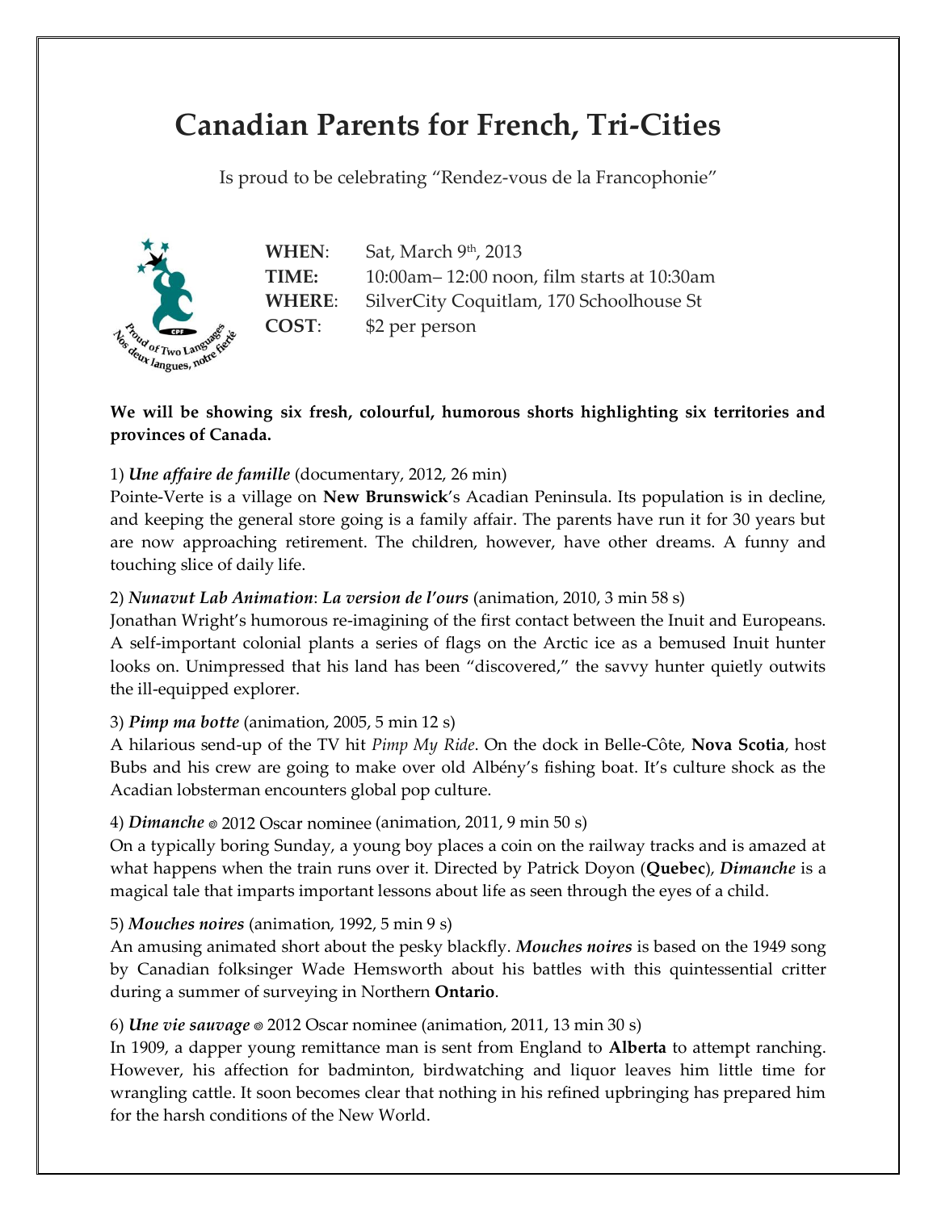# Canadian Parents for French, Tri-Cities

Is proud to be celebrating "Rendez-vous de la Francophonie"

Proud of Two Languages
Nos deux langues, notre fierté

**WHEN**: Sat, March 9th, 2013
**TIME:** 10:00am– 12:00 noon, film starts at 10:30am
**WHERE**: SilverCity Coquitlam, 170 Schoolhouse St
**COST**: $2 per person

**We will be showing six fresh, colourful, humorous shorts highlighting six territories and provinces of Canada.**

1) ***Une affaire de famille*** (documentary, 2012, 26 min)
Pointe-Verte is a village on **New Brunswick**'s Acadian Peninsula. Its population is in decline, and keeping the general store going is a family affair. The parents have run it for 30 years but are now approaching retirement. The children, however, have other dreams. A funny and touching slice of daily life.

2) ***Nunavut Lab Animation***: ***La version de l'ours*** (animation, 2010, 3 min 58 s)
Jonathan Wright's humorous re-imagining of the first contact between the Inuit and Europeans. A self-important colonial plants a series of flags on the Arctic ice as a bemused Inuit hunter looks on. Unimpressed that his land has been "discovered," the savvy hunter quietly outwits the ill-equipped explorer.

3) ***Pimp ma botte*** (animation, 2005, 5 min 12 s)
A hilarious send-up of the TV hit *Pimp My Ride*. On the dock in Belle-Côte, **Nova Scotia**, host Bubs and his crew are going to make over old Albény's fishing boat. It's culture shock as the Acadian lobsterman encounters global pop culture.

4) ***Dimanche*** ⊚ 2012 Oscar nominee (animation, 2011, 9 min 50 s)
On a typically boring Sunday, a young boy places a coin on the railway tracks and is amazed at what happens when the train runs over it. Directed by Patrick Doyon (**Quebec**), ***Dimanche*** is a magical tale that imparts important lessons about life as seen through the eyes of a child.

5) ***Mouches noires*** (animation, 1992, 5 min 9 s)
An amusing animated short about the pesky blackfly. ***Mouches noires*** is based on the 1949 song by Canadian folksinger Wade Hemsworth about his battles with this quintessential critter during a summer of surveying in Northern **Ontario**.

6) ***Une vie sauvage*** ⊚ 2012 Oscar nominee (animation, 2011, 13 min 30 s)
In 1909, a dapper young remittance man is sent from England to **Alberta** to attempt ranching. However, his affection for badminton, birdwatching and liquor leaves him little time for wrangling cattle. It soon becomes clear that nothing in his refined upbringing has prepared him for the harsh conditions of the New World.